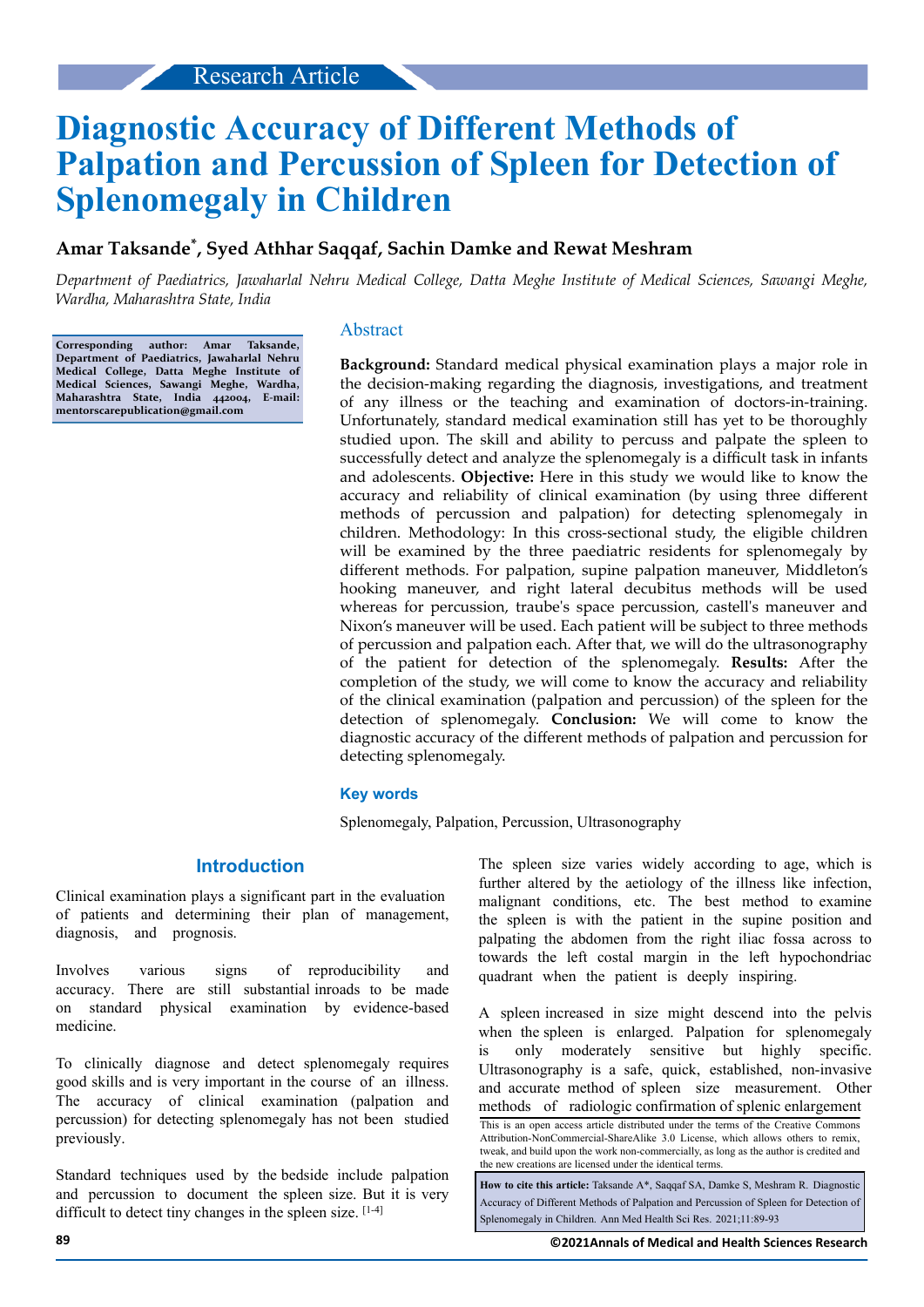Research Article

# Diagnostic Accuracy of Different Methods of Palpation and Percussion of Spleen for Detection of Splenomegaly in Children

**Amar Taksande[*], Syed Athhar Saqqaf, Sachin Damke and Rewat Meshram**

*Department of Paediatrics, Jawaharlal Nehru Medical College, Datta Meghe Institute of Medical Sciences, Sawangi Meghe, Wardha, Maharashtra State, India*

**Corresponding author: Amar Taksande, Department of Paediatrics, Jawaharlal Nehru Medical College, Datta Meghe Institute of Medical Sciences, Sawangi Meghe, Wardha, Maharashtra State, India 442004, E-mail: mentorscarepublication@gmail.com**

## Abstract

**Background:** Standard medical physical examination plays a major role in the decision-making regarding the diagnosis, investigations, and treatment of any illness or the teaching and examination of doctors-in-training. Unfortunately, standard medical examination still has yet to be thoroughly studied upon. The skill and ability to percuss and palpate the spleen to successfully detect and analyze the splenomegaly is a difficult task in infants and adolescents. **Objective:** Here in this study we would like to know the accuracy and reliability of clinical examination (by using three different methods of percussion and palpation) for detecting splenomegaly in children. Methodology: In this cross-sectional study, the eligible children will be examined by the three paediatric residents for splenomegaly by different methods. For palpation, supine palpation maneuver, Middleton's hooking maneuver, and right lateral decubitus methods will be used whereas for percussion, traube's space percussion, castell's maneuver and Nixon's maneuver will be used. Each patient will be subject to three methods of percussion and palpation each. After that, we will do the ultrasonography of the patient for detection of the splenomegaly. **Results:** After the completion of the study, we will come to know the accuracy and reliability of the clinical examination (palpation and percussion) of the spleen for the detection of splenomegaly. **Conclusion:** We will come to know the diagnostic accuracy of the different methods of palpation and percussion for detecting splenomegaly.

### Key words

Splenomegaly, Palpation, Percussion, Ultrasonography

## Introduction

Clinical examination plays a significant part in the evaluation of patients and determining their plan of management, diagnosis, and prognosis.

Involves various signs of reproducibility and accuracy. There are still substantial inroads to be made on standard physical examination by evidence-based medicine.

To clinically diagnose and detect splenomegaly requires good skills and is very important in the course of an illness. The accuracy of clinical examination (palpation and percussion) for detecting splenomegaly has not been studied previously.

Standard techniques used by the bedside include palpation and percussion to document the spleen size. But it is very difficult to detect tiny changes in the spleen size. [1-4]

The spleen size varies widely according to age, which is further altered by the aetiology of the illness like infection, malignant conditions, etc. The best method to examine the spleen is with the patient in the supine position and palpating the abdomen from the right iliac fossa across to towards the left costal margin in the left hypochondriac quadrant when the patient is deeply inspiring.

A spleen increased in size might descend into the pelvis when the spleen is enlarged. Palpation for splenomegaly is only moderately sensitive but highly specific. Ultrasonography is a safe, quick, established, non-invasive and accurate method of spleen size measurement. Other methods of radiologic confirmation of splenic enlargement

This is an open access article distributed under the terms of the Creative Commons Attribution-NonCommercial-ShareAlike 3.0 License, which allows others to remix, tweak, and build upon the work non-commercially, as long as the author is credited and the new creations are licensed under the identical terms.

**How to cite this article:** Taksande A*, Saqqaf SA, Damke S, Meshram R. Diagnostic Accuracy of Different Methods of Palpation and Percussion of Spleen for Detection of Splenomegaly in Children. Ann Med Health Sci Res. 2021;11:89-93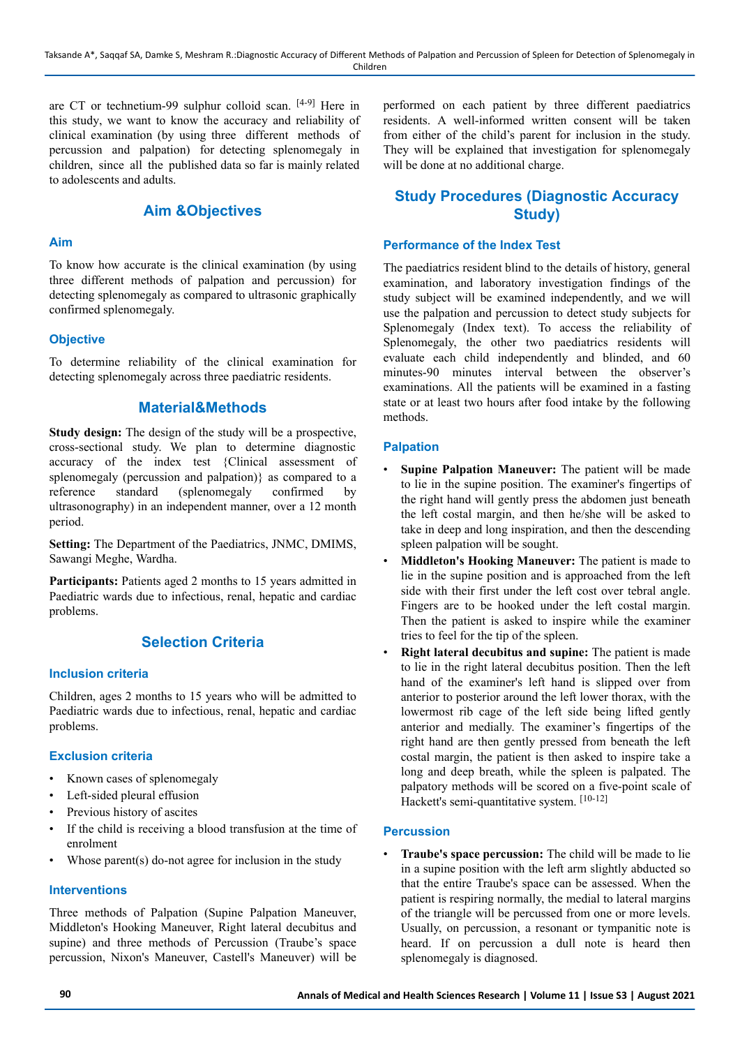are CT or technetium-99 sulphur colloid scan. [4-9] Here in this study, we want to know the accuracy and reliability of clinical examination (by using three different methods of percussion and palpation) for detecting splenomegaly in children, since all the published data so far is mainly related to adolescents and adults.

## Aim &Objectives

### Aim

To know how accurate is the clinical examination (by using three different methods of palpation and percussion) for detecting splenomegaly as compared to ultrasonic graphically confirmed splenomegaly.

### Objective

To determine reliability of the clinical examination for detecting splenomegaly across three paediatric residents.

## Material&Methods

**Study design:** The design of the study will be a prospective, cross-sectional study. We plan to determine diagnostic accuracy of the index test {Clinical assessment of splenomegaly (percussion and palpation)} as compared to a reference standard (splenomegaly confirmed by ultrasonography) in an independent manner, over a 12 month period.

**Setting:** The Department of the Paediatrics, JNMC, DMIMS, Sawangi Meghe, Wardha.

**Participants:** Patients aged 2 months to 15 years admitted in Paediatric wards due to infectious, renal, hepatic and cardiac problems.

## Selection Criteria

### Inclusion criteria

Children, ages 2 months to 15 years who will be admitted to Paediatric wards due to infectious, renal, hepatic and cardiac problems.

### Exclusion criteria

- Known cases of splenomegaly
- Left-sided pleural effusion
- Previous history of ascites
- If the child is receiving a blood transfusion at the time of enrolment
- Whose parent(s) do-not agree for inclusion in the study

### Interventions

Three methods of Palpation (Supine Palpation Maneuver, Middleton's Hooking Maneuver, Right lateral decubitus and supine) and three methods of Percussion (Traube's space percussion, Nixon's Maneuver, Castell's Maneuver) will be performed on each patient by three different paediatrics residents. A well-informed written consent will be taken from either of the child's parent for inclusion in the study. They will be explained that investigation for splenomegaly will be done at no additional charge.

## Study Procedures (Diagnostic Accuracy Study)

### Performance of the Index Test

The paediatrics resident blind to the details of history, general examination, and laboratory investigation findings of the study subject will be examined independently, and we will use the palpation and percussion to detect study subjects for Splenomegaly (Index text). To access the reliability of Splenomegaly, the other two paediatrics residents will evaluate each child independently and blinded, and 60 minutes-90 minutes interval between the observer's examinations. All the patients will be examined in a fasting state or at least two hours after food intake by the following methods.

### Palpation

- **Supine Palpation Maneuver:** The patient will be made to lie in the supine position. The examiner's fingertips of the right hand will gently press the abdomen just beneath the left costal margin, and then he/she will be asked to take in deep and long inspiration, and then the descending spleen palpation will be sought.
- **Middleton's Hooking Maneuver:** The patient is made to lie in the supine position and is approached from the left side with their first under the left cost over tebral angle. Fingers are to be hooked under the left costal margin. Then the patient is asked to inspire while the examiner tries to feel for the tip of the spleen.
- **Right lateral decubitus and supine:** The patient is made to lie in the right lateral decubitus position. Then the left hand of the examiner's left hand is slipped over from anterior to posterior around the left lower thorax, with the lowermost rib cage of the left side being lifted gently anterior and medially. The examiner's fingertips of the right hand are then gently pressed from beneath the left costal margin, the patient is then asked to inspire take a long and deep breath, while the spleen is palpated. The palpatory methods will be scored on a five-point scale of Hackett's semi-quantitative system. [10-12]

### Percussion

- **Traube's space percussion:** The child will be made to lie in a supine position with the left arm slightly abducted so that the entire Traube's space can be assessed. When the patient is respiring normally, the medial to lateral margins of the triangle will be percussed from one or more levels. Usually, on percussion, a resonant or tympanitic note is heard. If on percussion a dull note is heard then splenomegaly is diagnosed.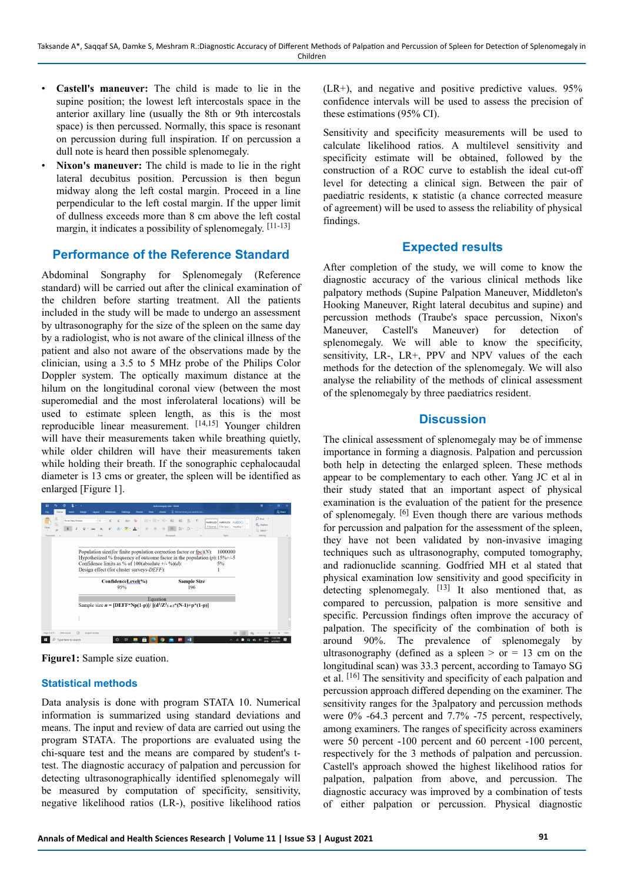- **Castell's maneuver:** The child is made to lie in the supine position; the lowest left intercostals space in the anterior axillary line (usually the 8th or 9th intercostals space) is then percussed. Normally, this space is resonant on percussion during full inspiration. If on percussion a dull note is heard then possible splenomegaly.
- **Nixon's maneuver:** The child is made to lie in the right lateral decubitus position. Percussion is then begun midway along the left costal margin. Proceed in a line perpendicular to the left costal margin. If the upper limit of dullness exceeds more than 8 cm above the left costal margin, it indicates a possibility of splenomegaly. [11-13]

## Performance of the Reference Standard

Abdominal Songraphy for Splenomegaly (Reference standard) will be carried out after the clinical examination of the children before starting treatment. All the patients included in the study will be made to undergo an assessment by ultrasonography for the size of the spleen on the same day by a radiologist, who is not aware of the clinical illness of the patient and also not aware of the observations made by the clinician, using a 3.5 to 5 MHz probe of the Philips Color Doppler system. The optically maximum distance at the hilum on the longitudinal coronal view (between the most superomedial and the most inferolateral locations) will be used to estimate spleen length, as this is the most reproducible linear measurement. [14,15] Younger children will have their measurements taken while breathing quietly, while older children will have their measurements taken while holding their breath. If the sonographic cephalocaudal diameter is 13 cms or greater, the spleen will be identified as enlarged [Figure 1].

**Figure1:** Sample size euation.

### Statistical methods

Data analysis is done with program STATA 10. Numerical information is summarized using standard deviations and means. The input and review of data are carried out using the program STATA. The proportions are evaluated using the chi-square test and the means are compared by student's t-test. The diagnostic accuracy of palpation and percussion for detecting ultrasonographically identified splenomegaly will be measured by computation of specificity, sensitivity, negative likelihood ratios (LR-), positive likelihood ratios (LR+), and negative and positive predictive values. 95% confidence intervals will be used to assess the precision of these estimations (95% CI).

Sensitivity and specificity measurements will be used to calculate likelihood ratios. A multilevel sensitivity and specificity estimate will be obtained, followed by the construction of a ROC curve to establish the ideal cut-off level for detecting a clinical sign. Between the pair of paediatric residents, κ statistic (a chance corrected measure of agreement) will be used to assess the reliability of physical findings.

## Expected results

After completion of the study, we will come to know the diagnostic accuracy of the various clinical methods like palpatory methods (Supine Palpation Maneuver, Middleton's Hooking Maneuver, Right lateral decubitus and supine) and percussion methods (Traube's space percussion, Nixon's Maneuver, Castell's Maneuver) for detection of splenomegaly. We will able to know the specificity, sensitivity, LR-, LR+, PPV and NPV values of the each methods for the detection of the splenomegaly. We will also analyse the reliability of the methods of clinical assessment of the splenomegaly by three paediatrics resident.

## Discussion

The clinical assessment of splenomegaly may be of immense importance in forming a diagnosis. Palpation and percussion both help in detecting the enlarged spleen. These methods appear to be complementary to each other. Yang JC et al in their study stated that an important aspect of physical examination is the evaluation of the patient for the presence of splenomegaly. [6] Even though there are various methods for percussion and palpation for the assessment of the spleen, they have not been validated by non-invasive imaging techniques such as ultrasonography, computed tomography, and radionuclide scanning. Godfried MH et al stated that physical examination low sensitivity and good specificity in detecting splenomegaly. [13] It also mentioned that, as compared to percussion, palpation is more sensitive and specific. Percussion findings often improve the accuracy of palpation. The specificity of the combination of both is around 90%. The prevalence of splenomegaly by ultrasonography (defined as a spleen > or = 13 cm on the longitudinal scan) was 33.3 percent, according to Tamayo SG et al. [16] The sensitivity and specificity of each palpation and percussion approach differed depending on the examiner. The sensitivity ranges for the 3palpatory and percussion methods were 0% -64.3 percent and 7.7% -75 percent, respectively, among examiners. The ranges of specificity across examiners were 50 percent -100 percent and 60 percent -100 percent, respectively for the 3 methods of palpation and percussion. Castell's approach showed the highest likelihood ratios for palpation, palpation from above, and percussion. The diagnostic accuracy was improved by a combination of tests of either palpation or percussion. Physical diagnostic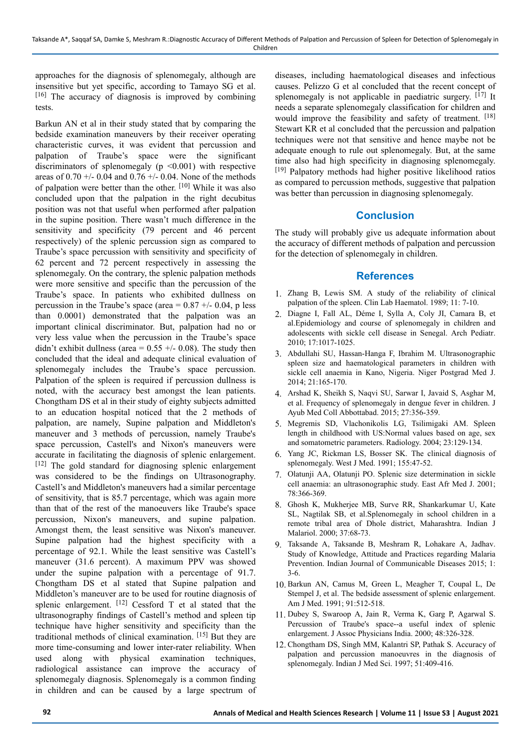approaches for the diagnosis of splenomegaly, although are insensitive but yet specific, according to Tamayo SG et al. [16] The accuracy of diagnosis is improved by combining tests.

Barkun AN et al in their study stated that by comparing the bedside examination maneuvers by their receiver operating characteristic curves, it was evident that percussion and palpation of Traube's space were the significant discriminators of splenomegaly ($p < 0.001$) with respective areas of 0.70 +/- 0.04 and 0.76 +/- 0.04. None of the methods of palpation were better than the other. [10] While it was also concluded upon that the palpation in the right decubitus position was not that useful when performed after palpation in the supine position. There wasn't much difference in the sensitivity and specificity (79 percent and 46 percent respectively) of the splenic percussion sign as compared to Traube's space percussion with sensitivity and specificity of 62 percent and 72 percent respectively in assessing the splenomegaly. On the contrary, the splenic palpation methods were more sensitive and specific than the percussion of the Traube's space. In patients who exhibited dullness on percussion in the Traube's space (area = 0.87 +/- 0.04, p less than 0.0001) demonstrated that the palpation was an important clinical discriminator. But, palpation had no or very less value when the percussion in the Traube's space didn't exhibit dullness (area = 0.55 +/- 0.08). The study then concluded that the ideal and adequate clinical evaluation of splenomegaly includes the Traube's space percussion. Palpation of the spleen is required if percussion dullness is noted, with the accuracy best amongst the lean patients. Chongtham DS et al in their study of eighty subjects admitted to an education hospital noticed that the 2 methods of palpation, are namely, Supine palpation and Middleton's maneuver and 3 methods of percussion, namely Traube's space percussion, Castell's and Nixon's maneuvers were accurate in facilitating the diagnosis of splenic enlargement. [12] The gold standard for diagnosing splenic enlargement was considered to be the findings on Ultrasonography. Castell's and Middleton's maneuvers had a similar percentage of sensitivity, that is 85.7 percentage, which was again more than that of the rest of the manoeuvers like Traube's space percussion, Nixon's maneuvers, and supine palpation. Amongst them, the least sensitive was Nixon's maneuver. Supine palpation had the highest specificity with a percentage of 92.1. While the least sensitive was Castell's maneuver (31.6 percent). A maximum PPV was showed under the supine palpation with a percentage of 91.7. Chongtham DS et al stated that Supine palpation and Middleton's maneuver are to be used for routine diagnosis of splenic enlargement. [12] Cessford T et al stated that the ultrasonography findings of Castell's method and spleen tip technique have higher sensitivity and specificity than the traditional methods of clinical examination. [15] But they are more time-consuming and lower inter-rater reliability. When used along with physical examination techniques, radiological assistance can improve the accuracy of splenomegaly diagnosis. Splenomegaly is a common finding in children and can be caused by a large spectrum of diseases, including haematological diseases and infectious causes. Pelizzo G et al concluded that the recent concept of splenomegaly is not applicable in paediatric surgery. [17] It needs a separate splenomegaly classification for children and would improve the feasibility and safety of treatment. [18] Stewart KR et al concluded that the percussion and palpation techniques were not that sensitive and hence maybe not be adequate enough to rule out splenomegaly. But, at the same time also had high specificity in diagnosing splenomegaly. [19] Palpatory methods had higher positive likelihood ratios as compared to percussion methods, suggestive that palpation was better than percussion in diagnosing splenomegaly.

## Conclusion

The study will probably give us adequate information about the accuracy of different methods of palpation and percussion for the detection of splenomegaly in children.

## References

1. Zhang B, Lewis SM. A study of the reliability of clinical palpation of the spleen. Clin Lab Haematol. 1989; 11: 7-10.
2. Diagne I, Fall AL, Déme I, Sylla A, Coly JI, Camara B, et al.Epidemiology and course of splenomegaly in children and adolescents with sickle cell disease in Senegal. Arch Pediatr. 2010; 17:1017-1025.
3. Abdullahi SU, Hassan-Hanga F, Ibrahim M. Ultrasonographic spleen size and haematological parameters in children with sickle cell anaemia in Kano, Nigeria. Niger Postgrad Med J. 2014; 21:165-170.
4. Arshad K, Sheikh S, Naqvi SU, Sarwar I, Javaid S, Asghar M, et al. Frequency of splenomegaly in dengue fever in children. J Ayub Med Coll Abbottabad. 2015; 27:356-359.
5. Megremis SD, Vlachonikolis LG, Tsilimigaki AM. Spleen length in childhood with US:Normal values based on age, sex and somatometric parameters. Radiology. 2004; 23:129-134.
6. Yang JC, Rickman LS, Bosser SK. The clinical diagnosis of splenomegaly. West J Med. 1991; 155:47-52.
7. Olatunji AA, Olatunji PO. Splenic size determination in sickle cell anaemia: an ultrasonographic study. East Afr Med J. 2001; 78:366-369.
8. Ghosh K, Mukherjee MB, Surve RR, Shankarkumar U, Kate SL, Nagtilak SB, et al.Splenomegaly in school children in a remote tribal area of Dhole district, Maharashtra. Indian J Malariol. 2000; 37:68-73.
9. Taksande A, Taksande B, Meshram R, Lohakare A, Jadhav. Study of Knowledge, Attitude and Practices regarding Malaria Prevention. Indian Journal of Communicable Diseases 2015; 1: 3-6.
10. Barkun AN, Camus M, Green L, Meagher T, Coupal L, De Stempel J, et al. The bedside assessment of splenic enlargement. Am J Med. 1991; 91:512-518.
11. Dubey S, Swaroop A, Jain R, Verma K, Garg P, Agarwal S. Percussion of Traube's space--a useful index of splenic enlargement. J Assoc Physicians India. 2000; 48:326-328.
12. Chongtham DS, Singh MM, Kalantri SP, Pathak S. Accuracy of palpation and percussion manoeuvres in the diagnosis of splenomegaly. Indian J Med Sci. 1997; 51:409-416.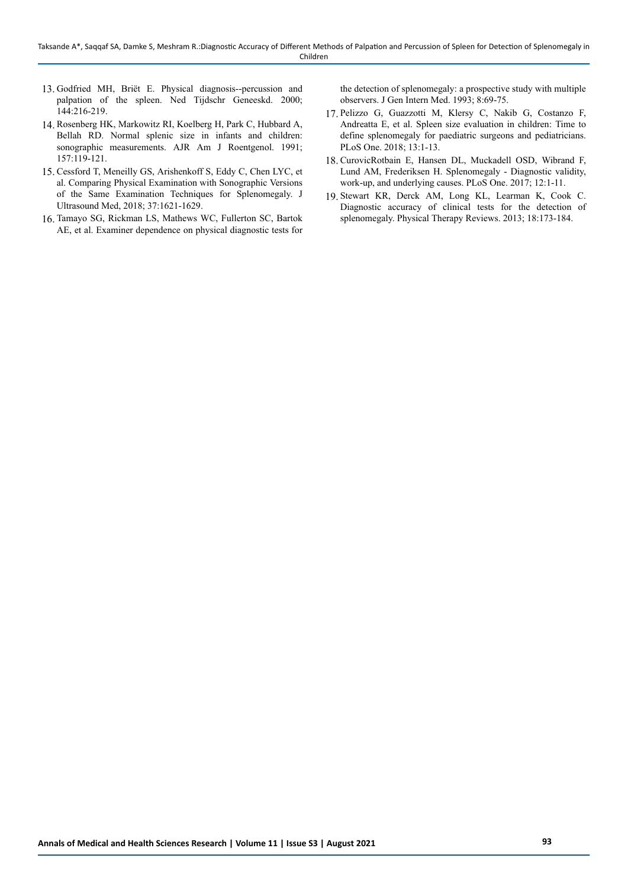13. Godfried MH, Briët E. Physical diagnosis--percussion and palpation of the spleen. Ned Tijdschr Geneeskd. 2000; 144:216-219.
14. Rosenberg HK, Markowitz RI, Koelberg H, Park C, Hubbard A, Bellah RD. Normal splenic size in infants and children: sonographic measurements. AJR Am J Roentgenol. 1991; 157:119-121.
15. Cessford T, Meneilly GS, Arishenkoff S, Eddy C, Chen LYC, et al. Comparing Physical Examination with Sonographic Versions of the Same Examination Techniques for Splenomegaly. J Ultrasound Med, 2018; 37:1621-1629.
16. Tamayo SG, Rickman LS, Mathews WC, Fullerton SC, Bartok AE, et al. Examiner dependence on physical diagnostic tests for the detection of splenomegaly: a prospective study with multiple observers. J Gen Intern Med. 1993; 8:69-75.
17. Pelizzo G, Guazzotti M, Klersy C, Nakib G, Costanzo F, Andreatta E, et al. Spleen size evaluation in children: Time to define splenomegaly for paediatric surgeons and pediatricians. PLoS One. 2018; 13:1-13.
18. CurovicRotbain E, Hansen DL, Muckadell OSD, Wibrand F, Lund AM, Frederiksen H. Splenomegaly - Diagnostic validity, work-up, and underlying causes. PLoS One. 2017; 12:1-11.
19. Stewart KR, Derck AM, Long KL, Learman K, Cook C. Diagnostic accuracy of clinical tests for the detection of splenomegaly. Physical Therapy Reviews. 2013; 18:173-184.